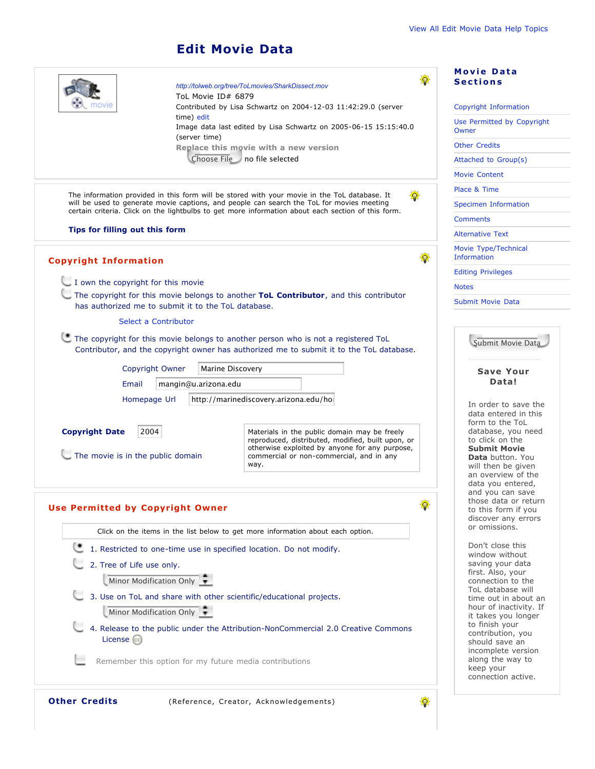View All Edit Movie Data Help Topics

# Edit Movie Data

http://tolweb.org/tree/ToLmovies/SharkDissect.mov

ToL Movie ID# 6879

Contributed by Lisa Schwartz on 2004-12-03 11:42:29.0 (server time) edit

Image data last edited by Lisa Schwartz on 2005-06-15 15:15:40.0 (server time)

Replace this movie with a new version

Choose File no file selected

The information provided in this form will be stored with your movie in the ToL database. It will be used to generate movie captions, and people can search the ToL for movies meeting certain criteria. Click on the lightbulbs to get more information about each section of this form.

**Tips for filling out this form**

## Copyright Information

- I own the copyright for this movie
- The copyright for this movie belongs to another **ToL Contributor**, and this contributor has authorized me to submit it to the ToL database.

  Select a Contributor

- The copyright for this movie belongs to another person who is not a registered ToL Contributor, and the copyright owner has authorized me to submit it to the ToL database.

  Copyright Owner: Marine Discovery

  Email: mangin@u.arizona.edu

  Homepage Url: http://marinediscovery.arizona.edu/ho

**Copyright Date** 2004

- The movie is in the public domain

Materials in the public domain may be freely reproduced, distributed, modified, built upon, or otherwise exploited by anyone for any purpose, commercial or non-commercial, and in any way.

## Use Permitted by Copyright Owner

Click on the items in the list below to get more information about each option.

1. Restricted to one-time use in specified location. Do not modify.
2. Tree of Life use only.
   Minor Modification Only
3. Use on ToL and share with other scientific/educational projects.
   Minor Modification Only
4. Release to the public under the Attribution-NonCommercial 2.0 Creative Commons License

- Remember this option for my future media contributions

## Other Credits

(Reference, Creator, Acknowledgements)

## Movie Data Sections

- Copyright Information
- Use Permitted by Copyright Owner
- Other Credits
- Attached to Group(s)
- Movie Content
- Place & Time
- Specimen Information
- Comments
- Alternative Text
- Movie Type/Technical Information
- Editing Privileges
- Notes
- Submit Movie Data

Submit Movie Data

### Save Your Data!

In order to save the data entered in this form to the ToL database, you need to click on the **Submit Movie Data** button. You will then be given an overview of the data you entered, and you can save those data or return to this form if you discover any errors or omissions.

Don't close this window without saving your data first. Also, your connection to the ToL database will time out in about an hour of inactivity. If it takes you longer to finish your contribution, you should save an incomplete version along the way to keep your connection active.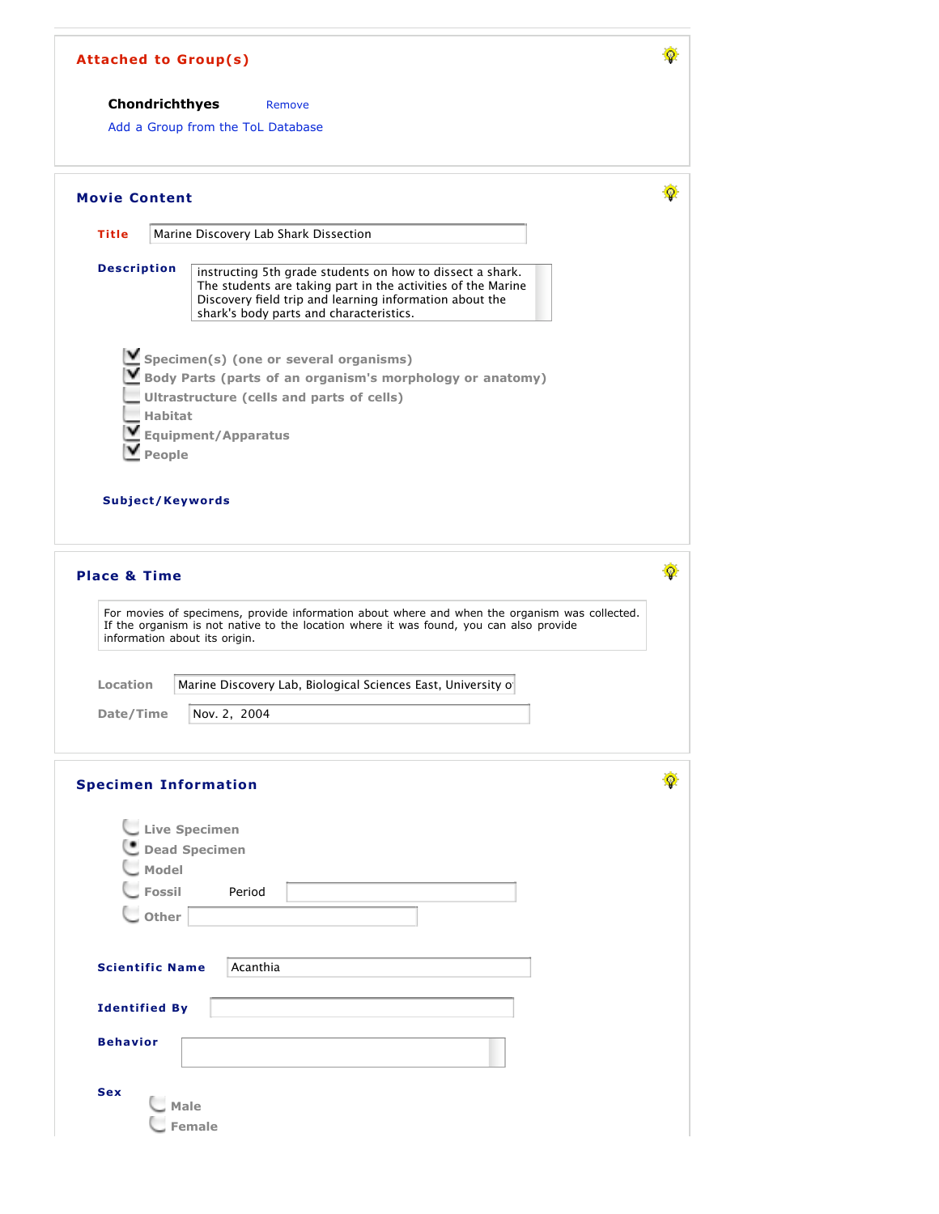## Attached to Group(s)

**Chondrichthyes** Remove

Add a Group from the ToL Database

## Movie Content

**Title** Marine Discovery Lab Shark Dissection

**Description** instructing 5th grade students on how to dissect a shark. The students are taking part in the activities of the Marine Discovery field trip and learning information about the shark's body parts and characteristics.

- [x] Specimen(s) (one or several organisms)
- [x] Body Parts (parts of an organism's morphology or anatomy)
- [ ] Ultrastructure (cells and parts of cells)
- [ ] Habitat
- [x] Equipment/Apparatus
- [x] People

**Subject/Keywords**

## Place & Time

For movies of specimens, provide information about where and when the organism was collected. If the organism is not native to the location where it was found, you can also provide information about its origin.

**Location** Marine Discovery Lab, Biological Sciences East, University o

**Date/Time** Nov. 2, 2004

## Specimen Information

- ( ) Live Specimen
- (•) Dead Specimen
- ( ) Model
- ( ) Fossil Period
- ( ) Other

**Scientific Name** Acanthia

**Identified By**

**Behavior**

**Sex**

- ( ) Male
- ( ) Female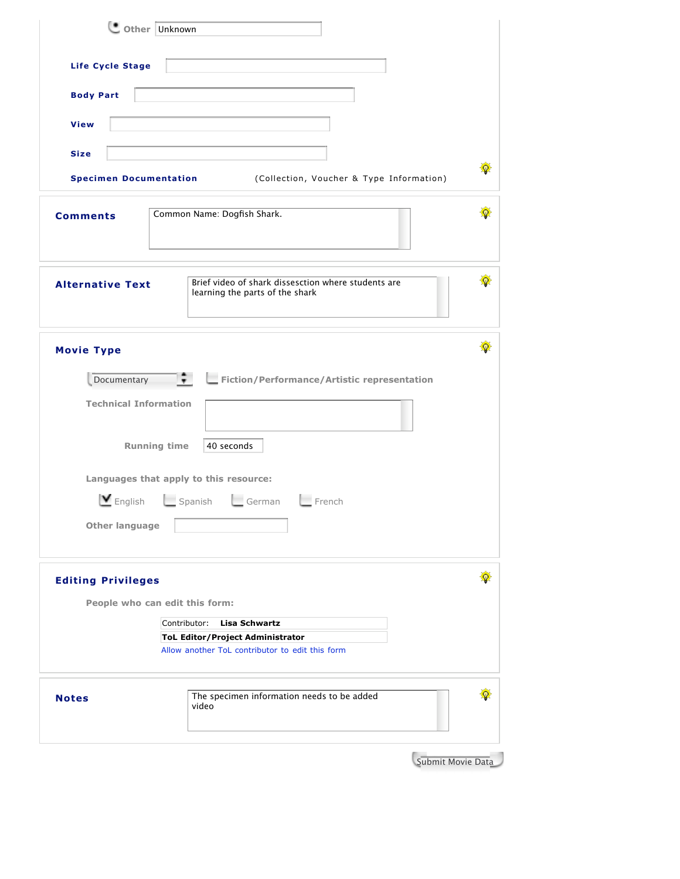Other Unknown

**Life Cycle Stage**

**Body Part**

**View**

**Size**

**Specimen Documentation** (Collection, Voucher & Type Information)

## Comments

Common Name: Dogfish Shark.

## Alternative Text

Brief video of shark dissesction where students are learning the parts of the shark

## Movie Type

Documentary

Fiction/Performance/Artistic representation

**Technical Information**

**Running time** 40 seconds

**Languages that apply to this resource:**

- [x] English
- [ ] Spanish
- [ ] German
- [ ] French

**Other language**

## Editing Privileges

**People who can edit this form:**

Contributor: **Lisa Schwartz**

**ToL Editor/Project Administrator**

Allow another ToL contributor to edit this form

## Notes

The specimen information needs to be added video

Submit Movie Data